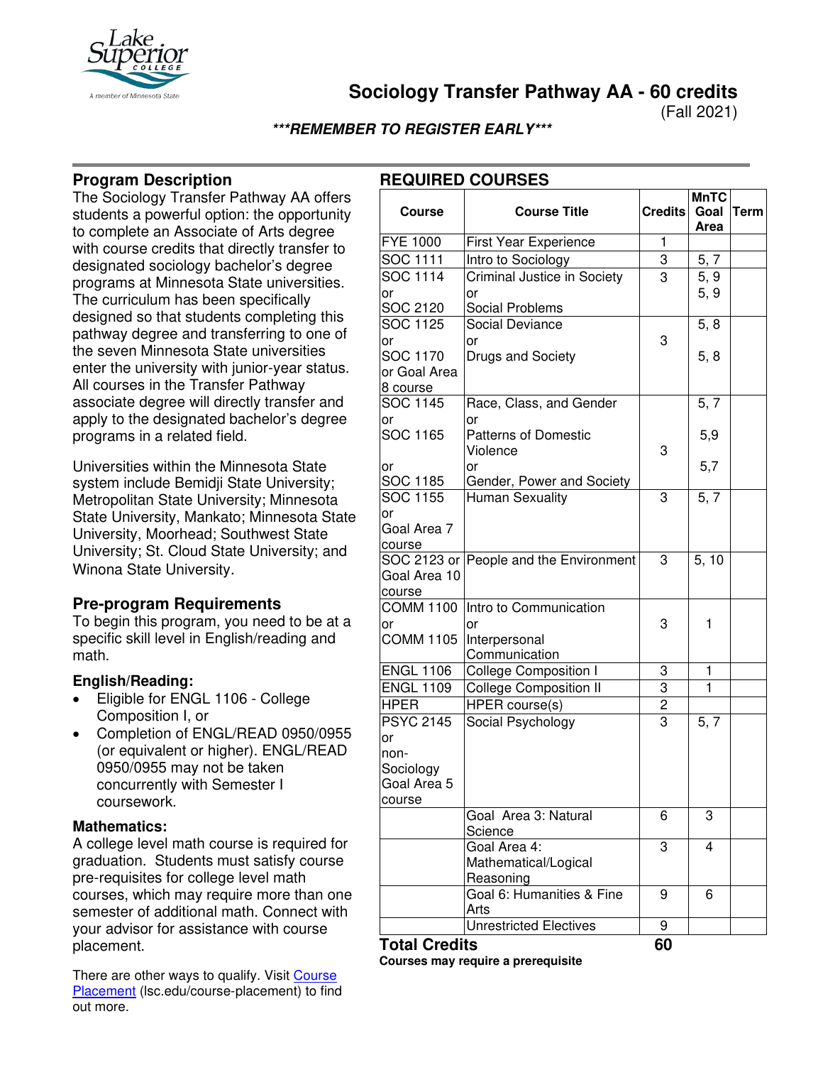# Sociology Transfer Pathway AA - 60 credits

(Fall 2021)

***REMEMBER TO REGISTER EARLY***

## Program Description

The Sociology Transfer Pathway AA offers students a powerful option: the opportunity to complete an Associate of Arts degree with course credits that directly transfer to designated sociology bachelor's degree programs at Minnesota State universities. The curriculum has been specifically designed so that students completing this pathway degree and transferring to one of the seven Minnesota State universities enter the university with junior-year status. All courses in the Transfer Pathway associate degree will directly transfer and apply to the designated bachelor's degree programs in a related field.

Universities within the Minnesota State system include Bemidji State University; Metropolitan State University; Minnesota State University, Mankato; Minnesota State University, Moorhead; Southwest State University; St. Cloud State University; and Winona State University.

## Pre-program Requirements

To begin this program, you need to be at a specific skill level in English/reading and math.

### English/Reading:

- Eligible for ENGL 1106 - College Composition I, or
- Completion of ENGL/READ 0950/0955 (or equivalent or higher). ENGL/READ 0950/0955 may not be taken concurrently with Semester I coursework.

### Mathematics:

A college level math course is required for graduation. Students must satisfy course pre-requisites for college level math courses, which may require more than one semester of additional math. Connect with your advisor for assistance with course placement.

There are other ways to qualify. Visit [Course Placement](lsc.edu/course-placement) (lsc.edu/course-placement) to find out more.

## REQUIRED COURSES

| Course | Course Title | Credits | MnTC Goal Area | Term |
|---|---|---|---|---|
| FYE 1000 | First Year Experience | 1 | | |
| SOC 1111 | Intro to Sociology | 3 | 5, 7 | |
| SOC 1114 or SOC 2120 | Criminal Justice in Society or Social Problems | 3 | 5, 9 / 5, 9 | |
| SOC 1125 or SOC 1170 or Goal Area 8 course | Social Deviance or Drugs and Society | 3 | 5, 8 / 5, 8 | |
| SOC 1145 or SOC 1165 or SOC 1185 | Race, Class, and Gender or Patterns of Domestic Violence or Gender, Power and Society | 3 | 5, 7 / 5,9 / 5,7 | |
| SOC 1155 or Goal Area 7 course | Human Sexuality | 3 | 5, 7 | |
| SOC 2123 or Goal Area 10 course | People and the Environment | 3 | 5, 10 | |
| COMM 1100 or COMM 1105 | Intro to Communication or Interpersonal Communication | 3 | 1 | |
| ENGL 1106 | College Composition I | 3 | 1 | |
| ENGL 1109 | College Composition II | 3 | 1 | |
| HPER | HPER course(s) | 2 | | |
| PSYC 2145 or non-Sociology Goal Area 5 course | Social Psychology | 3 | 5, 7 | |
| | Goal Area 3: Natural Science | 6 | 3 | |
| | Goal Area 4: Mathematical/Logical Reasoning | 3 | 4 | |
| | Goal 6: Humanities & Fine Arts | 9 | 6 | |
| | Unrestricted Electives | 9 | | |
| **Total Credits** | | **60** | | |

**Courses may require a prerequisite**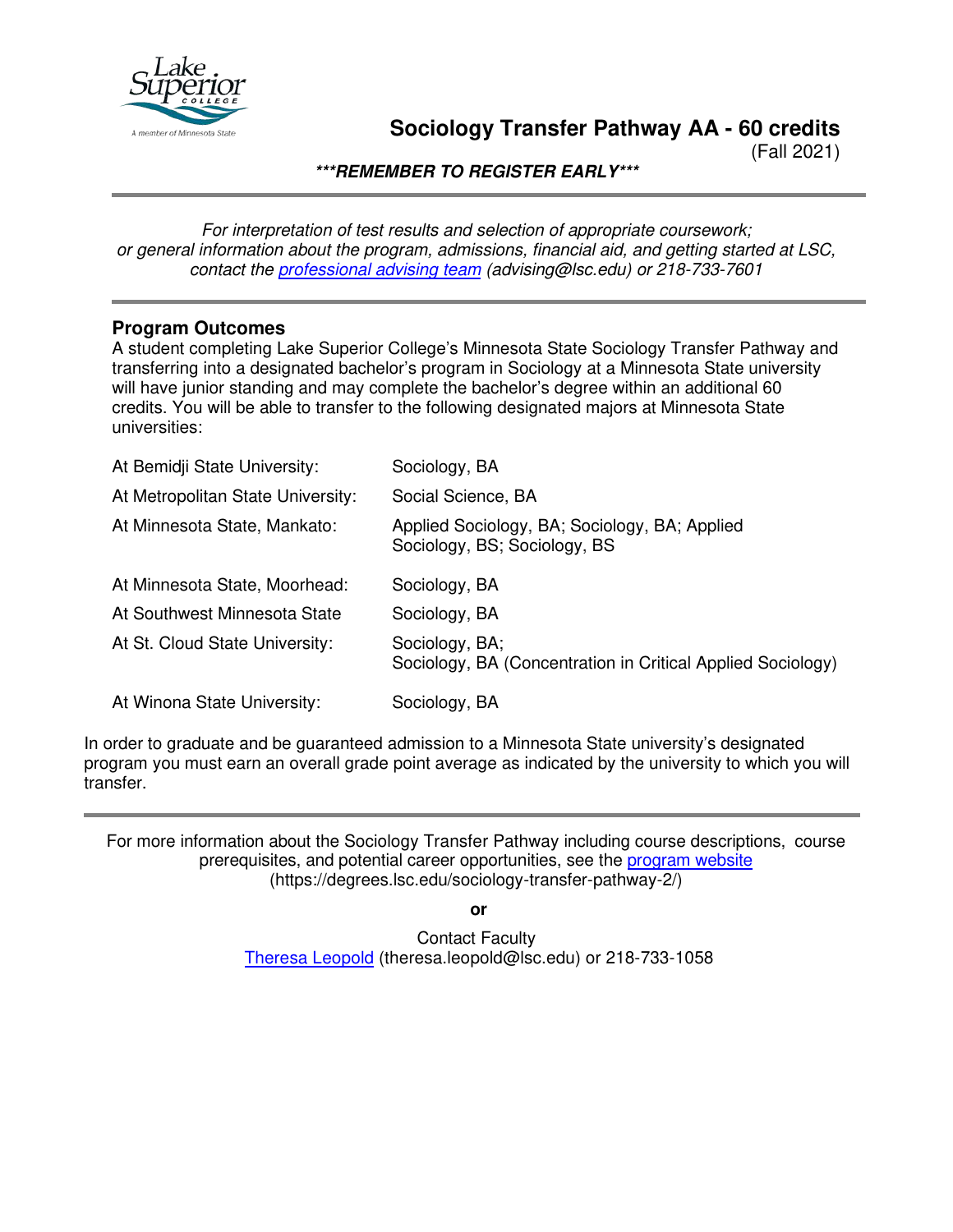# Sociology Transfer Pathway AA - 60 credits

(Fall 2021)

***REMEMBER TO REGISTER EARLY***

*For interpretation of test results and selection of appropriate coursework; or general information about the program, admissions, financial aid, and getting started at LSC, contact the [professional advising team](#) (advising@lsc.edu) or 218-733-7601*

## Program Outcomes

A student completing Lake Superior College's Minnesota State Sociology Transfer Pathway and transferring into a designated bachelor's program in Sociology at a Minnesota State university will have junior standing and may complete the bachelor's degree within an additional 60 credits. You will be able to transfer to the following designated majors at Minnesota State universities:

| | |
|---|---|
| At Bemidji State University: | Sociology, BA |
| At Metropolitan State University: | Social Science, BA |
| At Minnesota State, Mankato: | Applied Sociology, BA; Sociology, BA; Applied Sociology, BS; Sociology, BS |
| At Minnesota State, Moorhead: | Sociology, BA |
| At Southwest Minnesota State | Sociology, BA |
| At St. Cloud State University: | Sociology, BA; Sociology, BA (Concentration in Critical Applied Sociology) |
| At Winona State University: | Sociology, BA |

In order to graduate and be guaranteed admission to a Minnesota State university's designated program you must earn an overall grade point average as indicated by the university to which you will transfer.

For more information about the Sociology Transfer Pathway including course descriptions, course prerequisites, and potential career opportunities, see the [program website](#) (https://degrees.lsc.edu/sociology-transfer-pathway-2/)

**or**

Contact Faculty
[Theresa Leopold](#) (theresa.leopold@lsc.edu) or 218-733-1058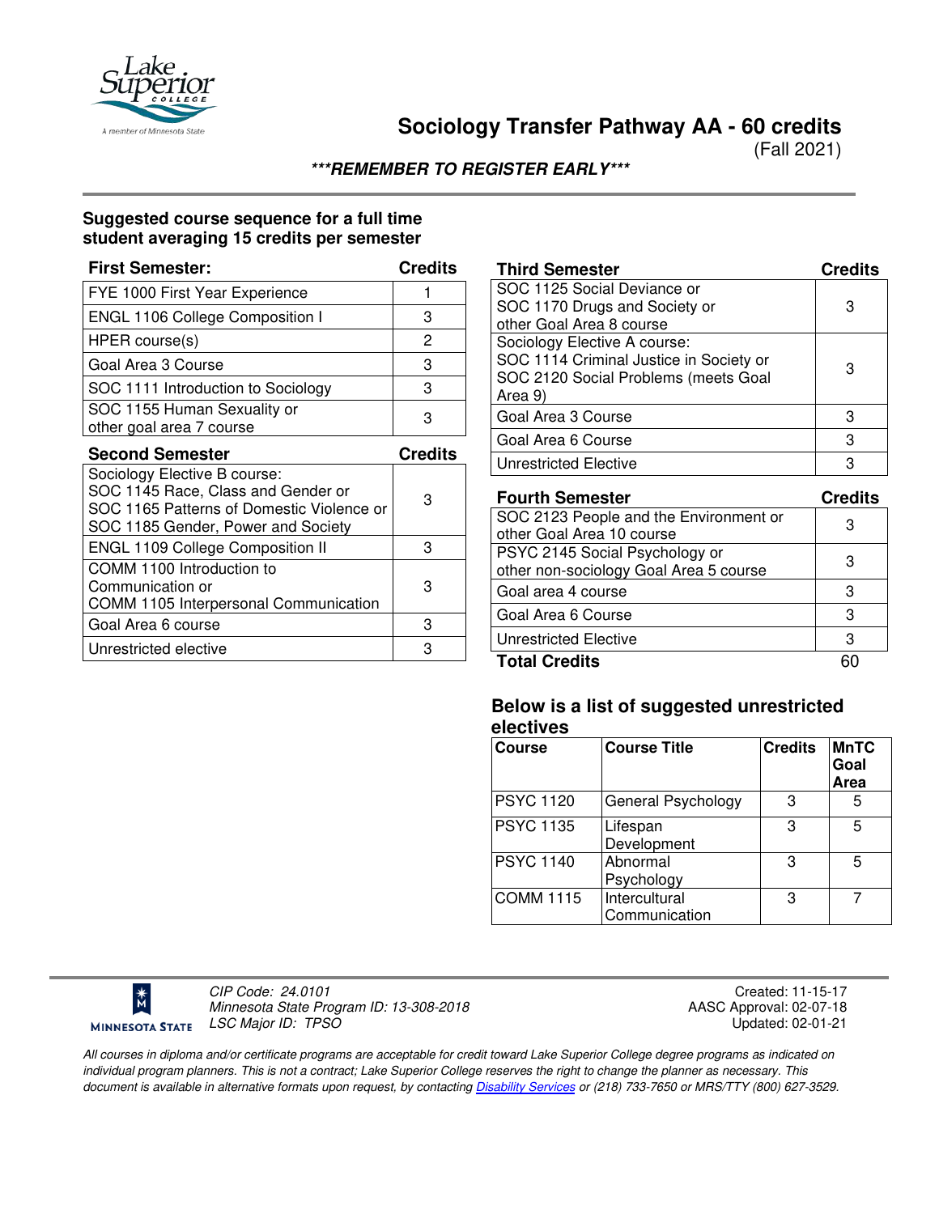# Sociology Transfer Pathway AA - 60 credits

(Fall 2021)

***REMEMBER TO REGISTER EARLY***

## Suggested course sequence for a full time student averaging 15 credits per semester

| First Semester: | Credits |
|---|---|
| FYE 1000 First Year Experience | 1 |
| ENGL 1106 College Composition I | 3 |
| HPER course(s) | 2 |
| Goal Area 3 Course | 3 |
| SOC 1111 Introduction to Sociology | 3 |
| SOC 1155 Human Sexuality or other goal area 7 course | 3 |

| Second Semester | Credits |
|---|---|
| Sociology Elective B course: SOC 1145 Race, Class and Gender or SOC 1165 Patterns of Domestic Violence or SOC 1185 Gender, Power and Society | 3 |
| ENGL 1109 College Composition II | 3 |
| COMM 1100 Introduction to Communication or COMM 1105 Interpersonal Communication | 3 |
| Goal Area 6 course | 3 |
| Unrestricted elective | 3 |

| Third Semester | Credits |
|---|---|
| SOC 1125 Social Deviance or SOC 1170 Drugs and Society or other Goal Area 8 course | 3 |
| Sociology Elective A course: SOC 1114 Criminal Justice in Society or SOC 2120 Social Problems (meets Goal Area 9) | 3 |
| Goal Area 3 Course | 3 |
| Goal Area 6 Course | 3 |
| Unrestricted Elective | 3 |

| Fourth Semester | Credits |
|---|---|
| SOC 2123 People and the Environment or other Goal Area 10 course | 3 |
| PSYC 2145 Social Psychology or other non-sociology Goal Area 5 course | 3 |
| Goal area 4 course | 3 |
| Goal Area 6 Course | 3 |
| Unrestricted Elective | 3 |
| **Total Credits** | 60 |

### Below is a list of suggested unrestricted electives

| Course | Course Title | Credits | MnTC Goal Area |
|---|---|---|---|
| PSYC 1120 | General Psychology | 3 | 5 |
| PSYC 1135 | Lifespan Development | 3 | 5 |
| PSYC 1140 | Abnormal Psychology | 3 | 5 |
| COMM 1115 | Intercultural Communication | 3 | 7 |

*CIP Code: 24.0101*
*Minnesota State Program ID: 13-308-2018*
*LSC Major ID: TPSO*

Created: 11-15-17
AASC Approval: 02-07-18
Updated: 02-01-21

*All courses in diploma and/or certificate programs are acceptable for credit toward Lake Superior College degree programs as indicated on individual program planners. This is not a contract; Lake Superior College reserves the right to change the planner as necessary. This document is available in alternative formats upon request, by contacting Disability Services or (218) 733-7650 or MRS/TTY (800) 627-3529.*